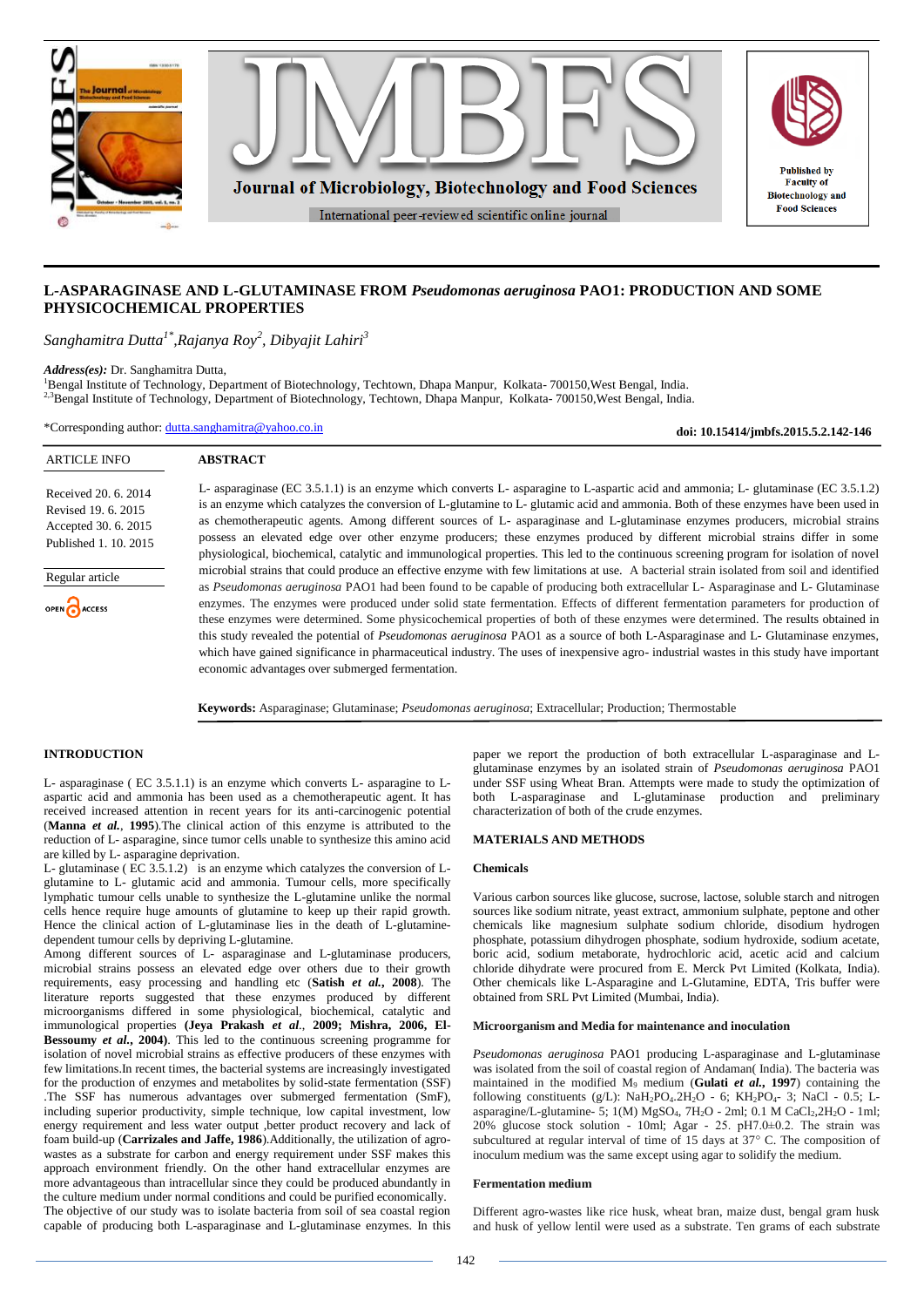# L-ASPARAGINASE AND L-GLUTAMINASE FROM *Pseudomonas aeruginosa* PAO1: PRODUCTION AND SOME PHYSICOCHEMICAL PROPERTIES

*Sanghamitra Dutta[1]\*, Rajanya Roy[2], Dibyajit Lahiri[3]*

***Address(es):*** Dr. Sanghamitra Dutta,

[1]Bengal Institute of Technology, Department of Biotechnology, Techtown, Dhapa Manpur, Kolkata- 700150,West Bengal, India.

[2,3]Bengal Institute of Technology, Department of Biotechnology, Techtown, Dhapa Manpur, Kolkata- 700150,West Bengal, India.

*Corresponding author: dutta.sanghamitra@yahoo.co.in

**doi: 10.15414/jmbfs.2015.5.2.142-146**

ARTICLE INFO

Received 20. 6. 2014
Revised 19. 6. 2015
Accepted 30. 6. 2015
Published 1. 10. 2015

Regular article

OPEN ACCESS

## ABSTRACT

L- asparaginase (EC 3.5.1.1) is an enzyme which converts L- asparagine to L-aspartic acid and ammonia; L- glutaminase (EC 3.5.1.2) is an enzyme which catalyzes the conversion of L-glutamine to L- glutamic acid and ammonia. Both of these enzymes have been used in as chemotherapeutic agents. Among different sources of L- asparaginase and L-glutaminase enzymes producers, microbial strains possess an elevated edge over other enzyme producers; these enzymes produced by different microbial strains differ in some physiological, biochemical, catalytic and immunological properties. This led to the continuous screening program for isolation of novel microbial strains that could produce an effective enzyme with few limitations at use. A bacterial strain isolated from soil and identified as *Pseudomonas aeruginosa* PAO1 had been found to be capable of producing both extracellular L- Asparaginase and L- Glutaminase enzymes. The enzymes were produced under solid state fermentation. Effects of different fermentation parameters for production of these enzymes were determined. Some physicochemical properties of both of these enzymes were determined. The results obtained in this study revealed the potential of *Pseudomonas aeruginosa* PAO1 as a source of both L-Asparaginase and L- Glutaminase enzymes, which have gained significance in pharmaceutical industry. The uses of inexpensive agro- industrial wastes in this study have important economic advantages over submerged fermentation.

**Keywords:** Asparaginase; Glutaminase; *Pseudomonas aeruginosa*; Extracellular; Production; Thermostable

## INTRODUCTION

L- asparaginase ( EC 3.5.1.1) is an enzyme which converts L- asparagine to L-aspartic acid and ammonia has been used as a chemotherapeutic agent. It has received increased attention in recent years for its anti-carcinogenic potential (**Manna *et al.*, 1995**).The clinical action of this enzyme is attributed to the reduction of L- asparagine, since tumor cells unable to synthesize this amino acid are killed by L- asparagine deprivation.

L- glutaminase ( EC 3.5.1.2) is an enzyme which catalyzes the conversion of L-glutamine to L- glutamic acid and ammonia. Tumour cells, more specifically lymphatic tumour cells unable to synthesize the L-glutamine unlike the normal cells hence require huge amounts of glutamine to keep up their rapid growth. Hence the clinical action of L-glutaminase lies in the death of L-glutamine-dependent tumour cells by depriving L-glutamine.

Among different sources of L- asparaginase and L-glutaminase producers, microbial strains possess an elevated edge over others due to their growth requirements, easy processing and handling etc (**Satish *et al.*, 2008**). The literature reports suggested that these enzymes produced by different microorganisms differed in some physiological, biochemical, catalytic and immunological properties (**Jeya Prakash *et al*., 2009; Mishra, 2006, El-Bessoumy *et al.*, 2004**). This led to the continuous screening programme for isolation of novel microbial strains as effective producers of these enzymes with few limitations.In recent times, the bacterial systems are increasingly investigated for the production of enzymes and metabolites by solid-state fermentation (SSF) .The SSF has numerous advantages over submerged fermentation (SmF), including superior productivity, simple technique, low capital investment, low energy requirement and less water output ,better product recovery and lack of foam build-up (**Carrizales and Jaffe, 1986**).Additionally, the utilization of agro-wastes as a substrate for carbon and energy requirement under SSF makes this approach environment friendly. On the other hand extracellular enzymes are more advantageous than intracellular since they could be produced abundantly in the culture medium under normal conditions and could be purified economically.

The objective of our study was to isolate bacteria from soil of sea coastal region capable of producing both L-asparaginase and L-glutaminase enzymes. In this paper we report the production of both extracellular L-asparaginase and L-glutaminase enzymes by an isolated strain of *Pseudomonas aeruginosa* PAO1 under SSF using Wheat Bran. Attempts were made to study the optimization of both L-asparaginase and L-glutaminase production and preliminary characterization of both of the crude enzymes.

## MATERIALS AND METHODS

### Chemicals

Various carbon sources like glucose, sucrose, lactose, soluble starch and nitrogen sources like sodium nitrate, yeast extract, ammonium sulphate, peptone and other chemicals like magnesium sulphate sodium chloride, disodium hydrogen phosphate, potassium dihydrogen phosphate, sodium hydroxide, sodium acetate, boric acid, sodium metaborate, hydrochloric acid, acetic acid and calcium chloride dihydrate were procured from E. Merck Pvt Limited (Kolkata, India). Other chemicals like L-Asparagine and L-Glutamine, EDTA, Tris buffer were obtained from SRL Pvt Limited (Mumbai, India).

### Microorganism and Media for maintenance and inoculation

*Pseudomonas aeruginosa* PAO1 producing L-asparaginase and L-glutaminase was isolated from the soil of coastal region of Andaman( India). The bacteria was maintained in the modified $M_9$ medium (**Gulati *et al.*, 1997**) containing the following constituents (g/L): $NaH_2PO_4.2H_2O$ - 6; $KH_2PO_4$- 3; NaCl - 0.5; L-asparagine/L-glutamine- 5; 1(M) $MgSO_4$, $7H_2O$ - 2ml; 0.1 M $CaCl_2$,$2H_2O$ - 1ml; 20% glucose stock solution - 10ml; Agar - 25. pH7.0±0.2. The strain was subcultured at regular interval of time of 15 days at 37° C. The composition of inoculum medium was the same except using agar to solidify the medium.

### Fermentation medium

Different agro-wastes like rice husk, wheat bran, maize dust, bengal gram husk and husk of yellow lentil were used as a substrate. Ten grams of each substrate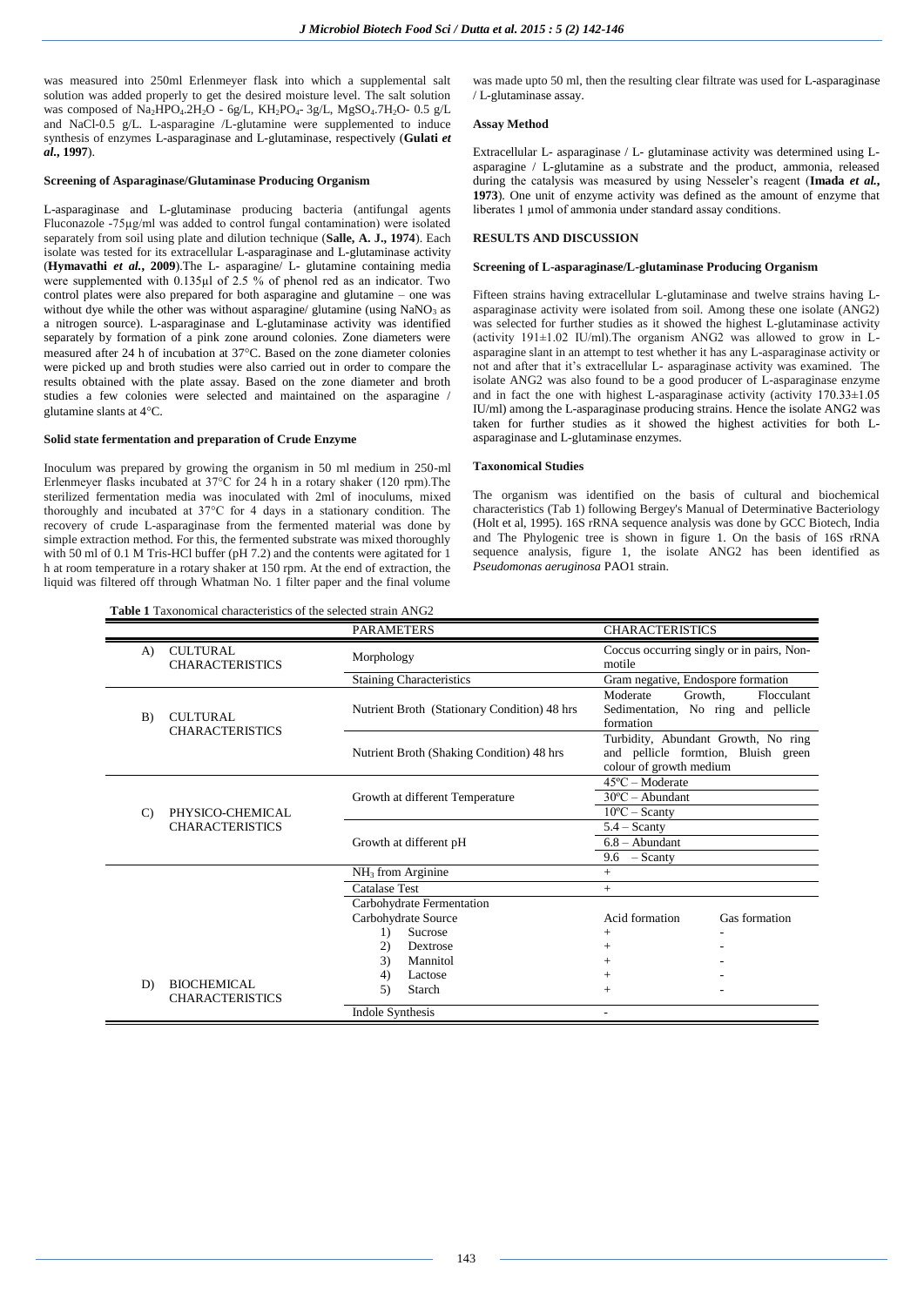was measured into 250ml Erlenmeyer flask into which a supplemental salt solution was added properly to get the desired moisture level. The salt solution was composed of $Na_2HPO_4.2H_2O$ - 6g/L, $KH_2PO_4$- 3g/L, $MgSO_4.7H_2O$- 0.5 g/L and NaCl-0.5 g/L. L-asparagine /L-glutamine were supplemented to induce synthesis of enzymes L-asparaginase and L-glutaminase, respectively (**Gulati *et al.*, 1997**).

### Screening of Asparaginase/Glutaminase Producing Organism

L-asparaginase and L-glutaminase producing bacteria (antifungal agents Fluconazole -75µg/ml was added to control fungal contamination) were isolated separately from soil using plate and dilution technique (**Salle, A. J., 1974**). Each isolate was tested for its extracellular L-asparaginase and L-glutaminase activity (**Hymavathi *et al.*, 2009**).The L- asparagine/ L- glutamine containing media were supplemented with 0.135µl of 2.5 % of phenol red as an indicator. Two control plates were also prepared for both asparagine and glutamine – one was without dye while the other was without asparagine/ glutamine (using $NaNO_3$ as a nitrogen source). L-asparaginase and L-glutaminase activity was identified separately by formation of a pink zone around colonies. Zone diameters were measured after 24 h of incubation at 37°C. Based on the zone diameter colonies were picked up and broth studies were also carried out in order to compare the results obtained with the plate assay. Based on the zone diameter and broth studies a few colonies were selected and maintained on the asparagine / glutamine slants at 4°C.

### Solid state fermentation and preparation of Crude Enzyme

Inoculum was prepared by growing the organism in 50 ml medium in 250-ml Erlenmeyer flasks incubated at 37°C for 24 h in a rotary shaker (120 rpm).The sterilized fermentation media was inoculated with 2ml of inoculums, mixed thoroughly and incubated at 37°C for 4 days in a stationary condition. The recovery of crude L-asparaginase from the fermented material was done by simple extraction method. For this, the fermented substrate was mixed thoroughly with 50 ml of 0.1 M Tris-HCl buffer (pH 7.2) and the contents were agitated for 1 h at room temperature in a rotary shaker at 150 rpm. At the end of extraction, the liquid was filtered off through Whatman No. 1 filter paper and the final volume was made upto 50 ml, then the resulting clear filtrate was used for L-asparaginase / L-glutaminase assay.

### Assay Method

Extracellular L- asparaginase / L- glutaminase activity was determined using L-asparagine / L-glutamine as a substrate and the product, ammonia, released during the catalysis was measured by using Nesseler's reagent (**Imada *et al.*, 1973**). One unit of enzyme activity was defined as the amount of enzyme that liberates 1 µmol of ammonia under standard assay conditions.

## RESULTS AND DISCUSSION

### Screening of L-asparaginase/L-glutaminase Producing Organism

Fifteen strains having extracellular L-glutaminase and twelve strains having L-asparaginase activity were isolated from soil. Among these one isolate (ANG2) was selected for further studies as it showed the highest L-glutaminase activity (activity 191±1.02 IU/ml).The organism ANG2 was allowed to grow in L-asparagine slant in an attempt to test whether it has any L-asparaginase activity or not and after that it's extracellular L- asparaginase activity was examined. The isolate ANG2 was also found to be a good producer of L-asparaginase enzyme and in fact the one with highest L-asparaginase activity (activity 170.33±1.05 IU/ml) among the L-asparaginase producing strains. Hence the isolate ANG2 was taken for further studies as it showed the highest activities for both L-asparaginase and L-glutaminase enzymes.

### Taxonomical Studies

The organism was identified on the basis of cultural and biochemical characteristics (Tab 1) following Bergey's Manual of Determinative Bacteriology (Holt et al, 1995). 16S rRNA sequence analysis was done by GCC Biotech, India and The Phylogenic tree is shown in figure 1. On the basis of 16S rRNA sequence analysis, figure 1, the isolate ANG2 has been identified as *Pseudomonas aeruginosa* PAO1 strain.

**Table 1** Taxonomical characteristics of the selected strain ANG2

| | PARAMETERS | CHARACTERISTICS | |
|---|---|---|---|
| A) CULTURAL CHARACTERISTICS | Morphology | Coccus occurring singly or in pairs, Non-motile | |
| | Staining Characteristics | Gram negative, Endospore formation | |
| B) CULTURAL CHARACTERISTICS | Nutrient Broth (Stationary Condition) 48 hrs | Moderate Growth, Flocculant Sedimentation, No ring and pellicle formation | |
| | Nutrient Broth (Shaking Condition) 48 hrs | Turbidity, Abundant Growth, No ring and pellicle formtion, Bluish green colour of growth medium | |
| C) PHYSICO-CHEMICAL CHARACTERISTICS | Growth at different Temperature | 45ºC – Moderate | |
| | | 30ºC – Abundant | |
| | | 10ºC – Scanty | |
| | Growth at different pH | 5.4 – Scanty | |
| | | 6.8 – Abundant | |
| | | 9.6 – Scanty | |
| D) BIOCHEMICAL CHARACTERISTICS | $NH_3$ from Arginine | + | |
| | Catalase Test | + | |
| | Carbohydrate Fermentation | | |
| | Carbohydrate Source | Acid formation | Gas formation |
| | 1) Sucrose | + | - |
| | 2) Dextrose | + | - |
| | 3) Mannitol | + | - |
| | 4) Lactose | + | - |
| | 5) Starch | + | - |
| | Indole Synthesis | - | |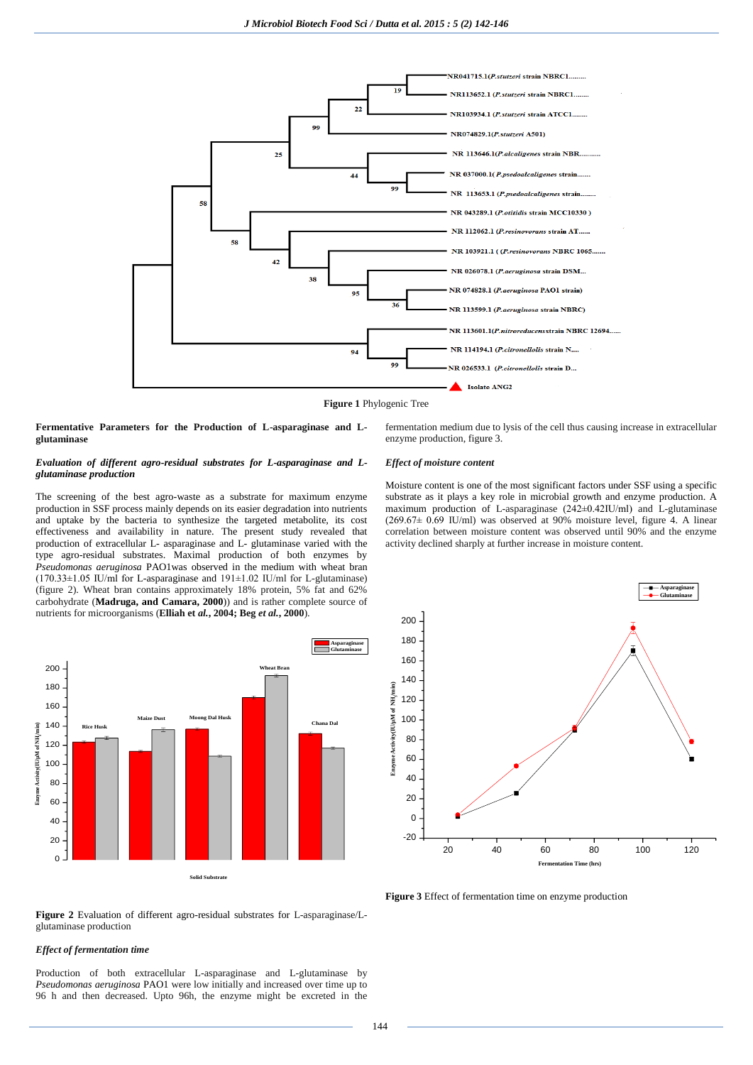Figure 1 Phylogenic Tree

**Fermentative Parameters for the Production of L-asparaginase and L-glutaminase**

***Evaluation of different agro-residual substrates for L-asparaginase and L-glutaminase production***

The screening of the best agro-waste as a substrate for maximum enzyme production in SSF process mainly depends on its easier degradation into nutrients and uptake by the bacteria to synthesize the targeted metabolite, its cost effectiveness and availability in nature. The present study revealed that production of extracellular L- asparaginase and L- glutaminase varied with the type agro-residual substrates. Maximal production of both enzymes by *Pseudomonas aeruginosa* PAO1was observed in the medium with wheat bran (170.33±1.05 IU/ml for L-asparaginase and 191±1.02 IU/ml for L-glutaminase) (figure 2). Wheat bran contains approximately 18% protein, 5% fat and 62% carbohydrate (**Madruga, and Camara, 2000**)) and is rather complete source of nutrients for microorganisms (**Elliah et *al.*, 2004; Beg *et al.*, 2000**).

**Figure 2** Evaluation of different agro-residual substrates for L-asparaginase/L-glutaminase production

***Effect of fermentation time***

Production of both extracellular L-asparaginase and L-glutaminase by *Pseudomonas aeruginosa* PAO1 were low initially and increased over time up to 96 h and then decreased. Upto 96h, the enzyme might be excreted in the fermentation medium due to lysis of the cell thus causing increase in extracellular enzyme production, figure 3.

***Effect of moisture content***

Moisture content is one of the most significant factors under SSF using a specific substrate as it plays a key role in microbial growth and enzyme production. A maximum production of L-asparaginase (242±0.42IU/ml) and L-glutaminase (269.67± 0.69 IU/ml) was observed at 90% moisture level, figure 4. A linear correlation between moisture content was observed until 90% and the enzyme activity declined sharply at further increase in moisture content.

**Figure 3** Effect of fermentation time on enzyme production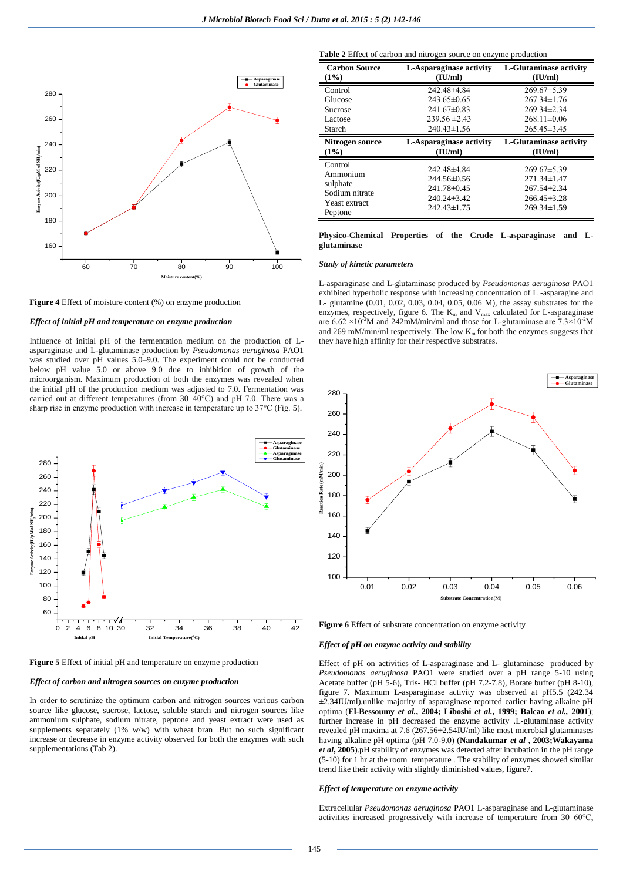Figure 4 Effect of moisture content (%) on enzyme production

### *Effect of initial pH and temperature on enzyme production*

Influence of initial pH of the fermentation medium on the production of L-asparaginase and L-glutaminase production by *Pseudomonas aeruginosa* PAO1 was studied over pH values 5.0–9.0. The experiment could not be conducted below pH value 5.0 or above 9.0 due to inhibition of growth of the microorganism. Maximum production of both the enzymes was revealed when the initial pH of the production medium was adjusted to 7.0. Fermentation was carried out at different temperatures (from 30–40°C) and pH 7.0. There was a sharp rise in enzyme production with increase in temperature up to 37°C (Fig. 5).

**Figure 5** Effect of initial pH and temperature on enzyme production

### *Effect of carbon and nitrogen sources on enzyme production*

In order to scrutinize the optimum carbon and nitrogen sources various carbon source like glucose, sucrose, lactose, soluble starch and nitrogen sources like ammonium sulphate, sodium nitrate, peptone and yeast extract were used as supplements separately (1% w/w) with wheat bran .But no such significant increase or decrease in enzyme activity observed for both the enzymes with such supplementations (Tab 2).

**Table 2** Effect of carbon and nitrogen source on enzyme production

| Carbon Source (1%) | L-Asparaginase activity (IU/ml) | L-Glutaminase activity (IU/ml) |
|---|---|---|
| Control | 242.48±4.84 | 269.67±5.39 |
| Glucose | 243.65±0.65 | 267.34±1.76 |
| Sucrose | 241.67±0.83 | 269.34±2.34 |
| Lactose | 239.56 ±2.43 | 268.11±0.06 |
| Starch | 240.43±1.56 | 265.45±3.45 |
| **Nitrogen source (1%)** | **L-Asparaginase activity (IU/ml)** | **L-Glutaminase activity (IU/ml)** |
| Control | 242.48±4.84 | 269.67±5.39 |
| Ammonium sulphate | 244.56±0.56 | 271.34±1.47 |
| Sodium nitrate | 241.78±0.45 | 267.54±2.34 |
| Yeast extract | 240.24±3.42 | 266.45±3.28 |
| Peptone | 242.43±1.75 | 269.34±1.59 |

## Physico-Chemical Properties of the Crude L-asparaginase and L-glutaminase

### *Study of kinetic parameters*

L-asparaginase and L-glutaminase produced by *Pseudomonas aeruginosa* PAO1 exhibited hyperbolic response with increasing concentration of L -asparagine and L- glutamine (0.01, 0.02, 0.03, 0.04, 0.05, 0.06 M), the assay substrates for the enzymes, respectively, figure 6. The $K_m$ and $V_{max}$ calculated for L-asparaginase are $6.62 \times 10^{-2}$M and 242mM/min/ml and those for L-glutaminase are $7.3 \times 10^{-2}$M and 269 mM/min/ml respectively. The low $K_m$ for both the enzymes suggests that they have high affinity for their respective substrates.

**Figure 6** Effect of substrate concentration on enzyme activity

### *Effect of pH on enzyme activity and stability*

Effect of pH on activities of L-asparaginase and L- glutaminase produced by *Pseudomonas aeruginosa* PAO1 were studied over a pH range 5-10 using Acetate buffer (pH 5-6), Tris- HCl buffer (pH 7.2-7.8), Borate buffer (pH 8-10), figure 7. Maximum L-asparaginase activity was observed at pH5.5 (242.34 ±2.34IU/ml),unlike majority of asparaginase reported earlier having alkaine pH optima (**El-Bessoumy *et al.*, 2004; Liboshi *et al.*, 1999; Balcao *et al.*, 2001**); further increase in pH decreased the enzyme activity .L-glutaminase activity revealed pH maxima at 7.6 (267.56±2.54IU/ml) like most microbial glutaminases having alkaline pH optima (pH 7.0-9.0) (**Nandakumar *et al* , 2003;Wakayama *et al*, 2005**).pH stability of enzymes was detected after incubation in the pH range (5-10) for 1 hr at the room temperature . The stability of enzymes showed similar trend like their activity with slightly diminished values, figure7.

### *Effect of temperature on enzyme activity*

Extracellular *Pseudomonas aeruginosa* PAO1 L-asparaginase and L-glutaminase activities increased progressively with increase of temperature from 30–60°C,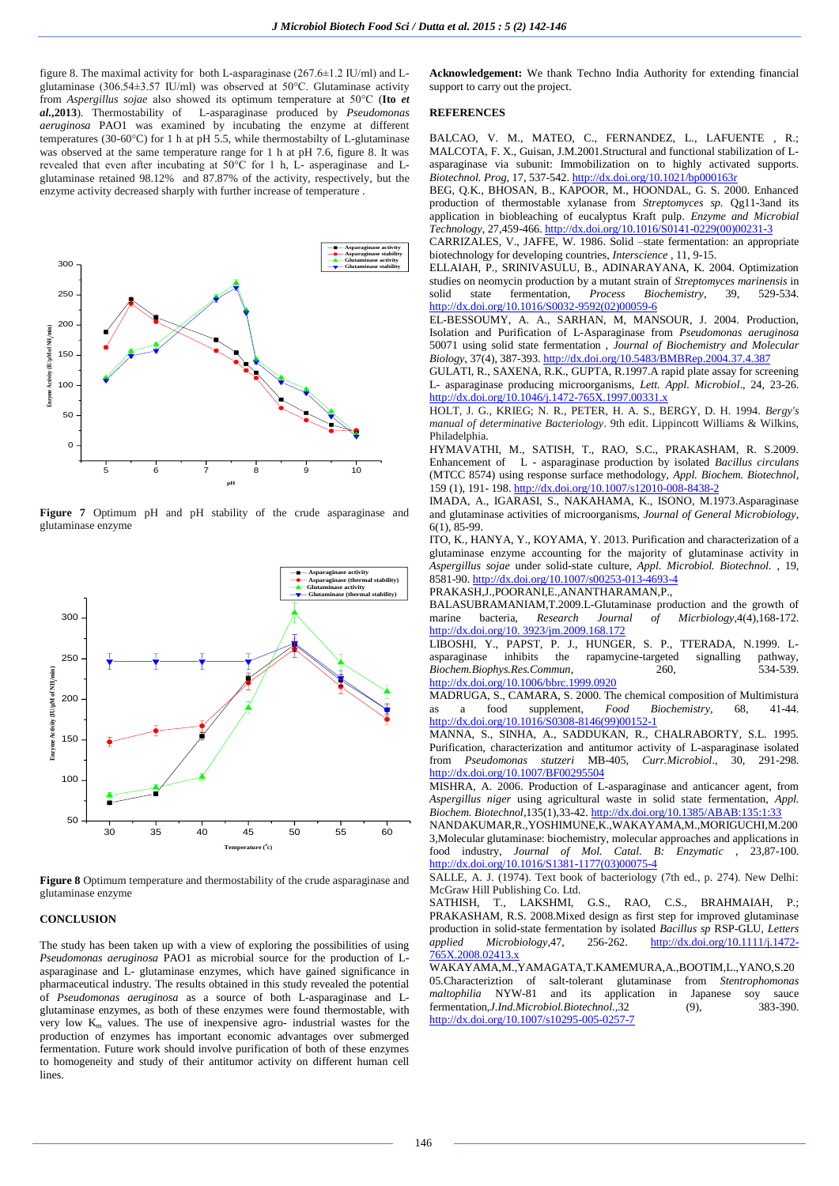figure 8. The maximal activity for both L-asparaginase (267.6±1.2 IU/ml) and L-glutaminase (306.54±3.57 IU/ml) was observed at 50°C. Glutaminase activity from *Aspergillus sojae* also showed its optimum temperature at 50°C (**Ito *et al*.,2013**). Thermostability of L-asparaginase produced by *Pseudomonas aeruginosa* PAO1 was examined by incubating the enzyme at different temperatures (30-60°C) for 1 h at pH 5.5, while thermostabilty of L-glutaminase was observed at the same temperature range for 1 h at pH 7.6, figure 8. It was revealed that even after incubating at 50°C for 1 h, L- asperaginase and L-glutaminase retained 98.12% and 87.87% of the activity, respectively, but the enzyme activity decreased sharply with further increase of temperature .

Asparaginase activity
Asparaginase stability
Glutaminase activity
Glutaminase stability

Enzyme Activity (IU/µM of $NH_3$/min)

300
250
200
150
100
50
0

5 6 7 8 9 10

pH

**Figure 7** Optimum pH and pH stability of the crude asparaginase and glutaminase enzyme

Asparaginase activity
Asparaginase (thermal stability)
Glutaminase activity
Glutaminase (thermal stability)

Enzyme Activity (IU/µM of $NH_3$/min)

300
250
200
150
100
50

30 35 40 45 50 55 60

Temperature (°c)

**Figure 8** Optimum temperature and thermostability of the crude asparaginase and glutaminase enzyme

## CONCLUSION

The study has been taken up with a view of exploring the possibilities of using *Pseudomonas aeruginosa* PAO1 as microbial source for the production of L-asparaginase and L- glutaminase enzymes, which have gained significance in pharmaceutical industry. The results obtained in this study revealed the potential of *Pseudomonas aeruginosa* as a source of both L-asparaginase and L-glutaminase enzymes, as both of these enzymes were found thermostable, with very low $K_m$ values. The use of inexpensive agro- industrial wastes for the production of enzymes has important economic advantages over submerged fermentation. Future work should involve purification of both of these enzymes to homogeneity and study of their antitumor activity on different human cell lines.

**Acknowledgement:** We thank Techno India Authority for extending financial support to carry out the project.

## REFERENCES

BALCAO, V. M., MATEO, C., FERNANDEZ, L., LAFUENTE , R.; MALCOTA, F. X., Guisan, J.M.2001.Structural and functional stabilization of L-asparaginase via subunit: Immobilization on to highly activated supports. *Biotechnol. Prog*, 17, 537-542. http://dx.doi.org/10.1021/bp000163r

BEG, Q.K., BHOSAN, B., KAPOOR, M., HOONDAL, G. S. 2000. Enhanced production of thermostable xylanase from *Streptomyces sp.* Qg11-3and its application in biobleaching of eucalyptus Kraft pulp. *Enzyme and Microbial Technology*, 27,459-466. http://dx.doi.org/10.1016/S0141-0229(00)00231-3

CARRIZALES, V., JAFFE, W. 1986. Solid –state fermentation: an appropriate biotechnology for developing countries, *Interscience* , 11, 9-15.

ELLAIAH, P., SRINIVASULU, B., ADINARAYANA, K. 2004. Optimization studies on neomycin production by a mutant strain of *Streptomyces marinensis* in solid state fermentation, *Process Biochemistry*, 39, 529-534. http://dx.doi.org/10.1016/S0032-9592(02)00059-6

EL-BESSOUMY, A. A., SARHAN, M, MANSOUR, J. 2004. Production, Isolation and Purification of L-Asparaginase from *Pseudomonas aeruginosa* 50071 using solid state fermentation , *Journal of Biochemistry and Molecular Biology*, 37(4), 387-393. http://dx.doi.org/10.5483/BMBRep.2004.37.4.387

GULATI, R., SAXENA, R.K., GUPTA, R.1997.A rapid plate assay for screening L- asparaginase producing microorganisms, *Lett. Appl. Microbiol*., 24, 23-26. http://dx.doi.org/10.1046/j.1472-765X.1997.00331.x

HOLT, J. G., KRIEG; N. R., PETER, H. A. S., BERGY, D. H. 1994. *Bergy's manual of determinative Bacteriology*. 9th edit. Lippincott Williams & Wilkins, Philadelphia.

HYMAVATHI, M., SATISH, T., RAO, S.C., PRAKASHAM, R. S.2009. Enhancement of L - asparaginase production by isolated *Bacillus circulans* (MTCC 8574) using response surface methodology, *Appl. Biochem. Biotechnol*, 159 (1), 191- 198. http://dx.doi.org/10.1007/s12010-008-8438-2

IMADA, A., IGARASI, S., NAKAHAMA, K., ISONO, M.1973.Asparaginase and glutaminase activities of microorganisms, *Journal of General Microbiology*, 6(1), 85-99.

ITO, K., HANYA, Y., KOYAMA, Y. 2013. Purification and characterization of a glutaminase enzyme accounting for the majority of glutaminase activity in *Aspergillus sojae* under solid-state culture, *Appl. Microbiol. Biotechnol.* , 19, 8581-90. http://dx.doi.org/10.1007/s00253-013-4693-4

PRAKASH,J.,POORANI,E.,ANANTHARAMAN,P., BALASUBRAMANIAM,T.2009.L-Glutaminase production and the growth of marine bacteria, *Research Journal of Micrbiology*,4(4),168-172. http://dx.doi.org/10. 3923/jm.2009.168.172

LIBOSHI, Y., PAPST, P. J., HUNGER, S. P., TTERADA, N.1999. L-asparaginase inhibits the rapamycine-targeted signalling pathway, *Biochem.Biophys.Res.Commun*, 260, 534-539. http://dx.doi.org/10.1006/bbrc.1999.0920

MADRUGA, S., CAMARA, S. 2000. The chemical composition of Multimistura as a food supplement, *Food Biochemistry*, 68, 41-44. http://dx.doi.org/10.1016/S0308-8146(99)00152-1

MANNA, S., SINHA, A., SADDUKAN, R., CHALRABORTY, S.L. 1995. Purification, characterization and antitumor activity of L-asparaginase isolated from *Pseudomonas stutzeri* MB-405, *Curr.Microbiol*., 30, 291-298. http://dx.doi.org/10.1007/BF00295504

MISHRA, A. 2006. Production of L-asparaginase and anticancer agent, from *Aspergillus niger* using agricultural waste in solid state fermentation, *Appl. Biochem. Biotechnol*,135(1),33-42. http://dx.doi.org/10.1385/ABAB:135:1:33

NANDAKUMAR,R.,YOSHIMUNE,K.,WAKAYAMA,M.,MORIGUCHI,M.2003,Molecular glutaminase: biochemistry, molecular approaches and applications in food industry, *Journal of Mol. Catal. B: Enzymatic* , 23,87-100. http://dx.doi.org/10.1016/S1381-1177(03)00075-4

SALLE, A. J. (1974). Text book of bacteriology (7th ed., p. 274). New Delhi: McGraw Hill Publishing Co. Ltd.

SATHISH, T., LAKSHMI, G.S., RAO, C.S., BRAHMAIAH, P.; PRAKASHAM, R.S. 2008.Mixed design as first step for improved glutaminase production in solid-state fermentation by isolated *Bacillus sp* RSP-GLU, *Letters applied Microbiology*,47, 256-262. http://dx.doi.org/10.1111/j.1472-765X.2008.02413.x

WAKAYAMA,M.,YAMAGATA,T.KAMEMURA,A.,BOOTIM,L.,YANO,S.2005.Characteriztion of salt-tolerant glutaminase from *Stentrophomonas maltophilia* NYW-81 and its application in Japenese soy sauce fermentation,*J.Ind.Microbiol.Biotechnol.*,32 (9), 383-390. http://dx.doi.org/10.1007/s10295-005-0257-7